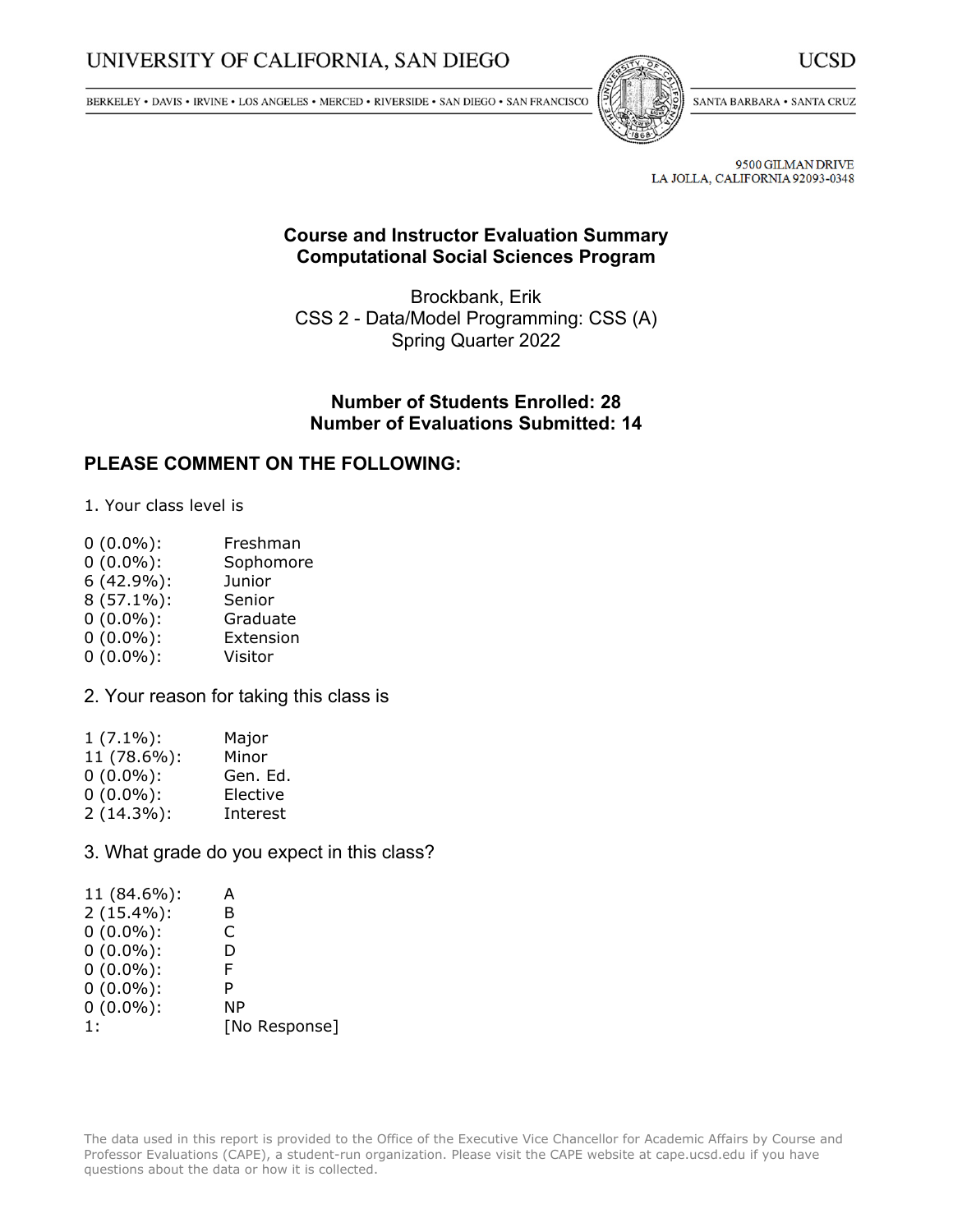UNIVERSITY OF CALIFORNIA, SAN DIEGO

UCSD

BERKELEY • DAVIS • IRVINE • LOS ANGELES • MERCED • RIVERSIDE • SAN DIEGO • SAN FRANCISCO

SANTA BARBARA • SANTA CRUZ

9500 GILMAN DRIVE
LA JOLLA, CALIFORNIA 92093-0348

## Course and Instructor Evaluation Summary
## Computational Social Sciences Program

Brockbank, Erik
CSS 2 - Data/Model Programming: CSS (A)
Spring Quarter 2022

**Number of Students Enrolled: 28**
**Number of Evaluations Submitted: 14**

## PLEASE COMMENT ON THE FOLLOWING:

1. Your class level is

| | |
|---|---|
| 0 (0.0%): | Freshman |
| 0 (0.0%): | Sophomore |
| 6 (42.9%): | Junior |
| 8 (57.1%): | Senior |
| 0 (0.0%): | Graduate |
| 0 (0.0%): | Extension |
| 0 (0.0%): | Visitor |

2. Your reason for taking this class is

| | |
|---|---|
| 1 (7.1%): | Major |
| 11 (78.6%): | Minor |
| 0 (0.0%): | Gen. Ed. |
| 0 (0.0%): | Elective |
| 2 (14.3%): | Interest |

3. What grade do you expect in this class?

| | |
|---|---|
| 11 (84.6%): | A |
| 2 (15.4%): | B |
| 0 (0.0%): | C |
| 0 (0.0%): | D |
| 0 (0.0%): | F |
| 0 (0.0%): | P |
| 0 (0.0%): | NP |
| 1: | [No Response] |

The data used in this report is provided to the Office of the Executive Vice Chancellor for Academic Affairs by Course and Professor Evaluations (CAPE), a student-run organization. Please visit the CAPE website at cape.ucsd.edu if you have questions about the data or how it is collected.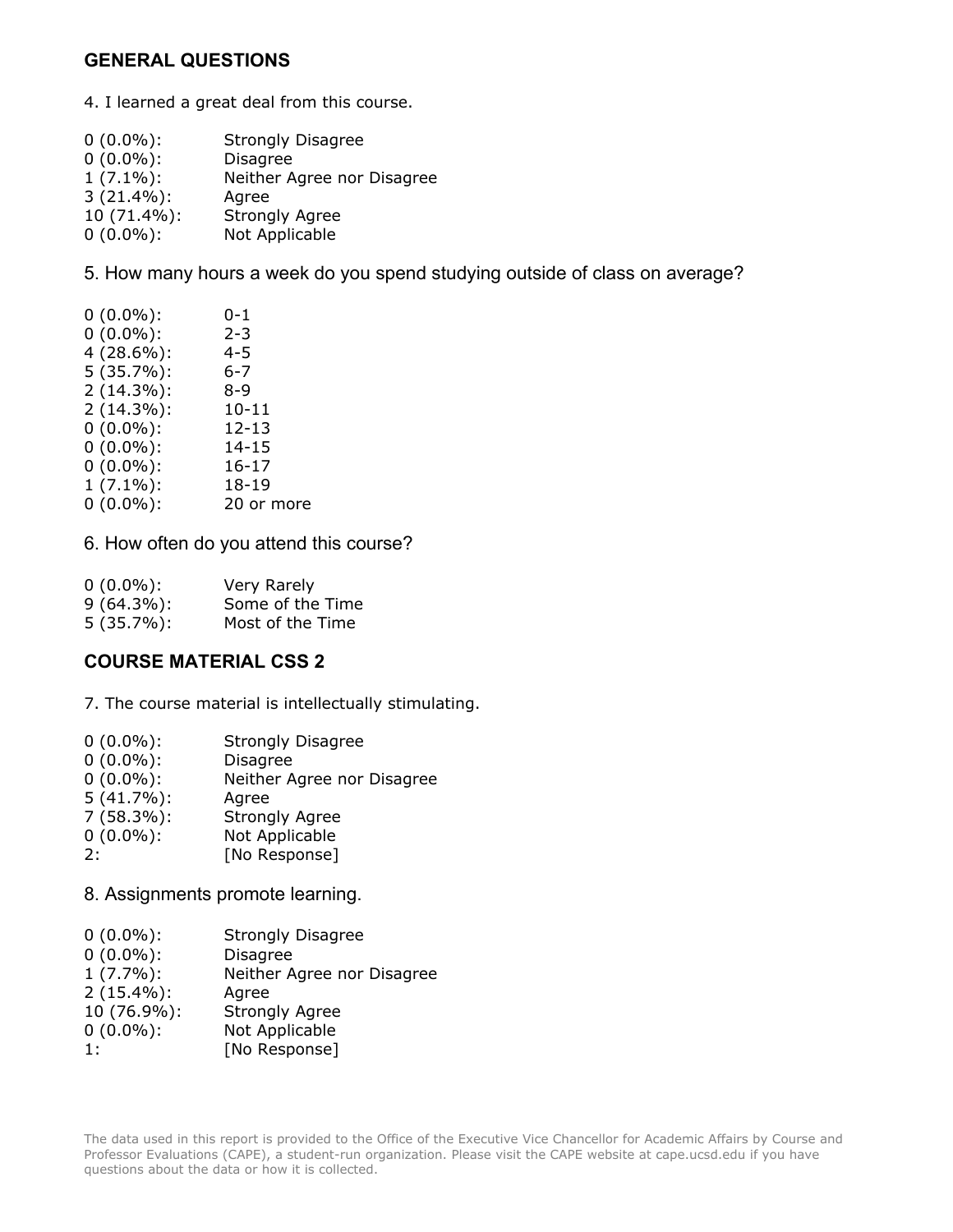## GENERAL QUESTIONS

4. I learned a great deal from this course.

| | |
|---|---|
| 0 (0.0%): | Strongly Disagree |
| 0 (0.0%): | Disagree |
| 1 (7.1%): | Neither Agree nor Disagree |
| 3 (21.4%): | Agree |
| 10 (71.4%): | Strongly Agree |
| 0 (0.0%): | Not Applicable |

5. How many hours a week do you spend studying outside of class on average?

| | |
|---|---|
| 0 (0.0%): | 0-1 |
| 0 (0.0%): | 2-3 |
| 4 (28.6%): | 4-5 |
| 5 (35.7%): | 6-7 |
| 2 (14.3%): | 8-9 |
| 2 (14.3%): | 10-11 |
| 0 (0.0%): | 12-13 |
| 0 (0.0%): | 14-15 |
| 0 (0.0%): | 16-17 |
| 1 (7.1%): | 18-19 |
| 0 (0.0%): | 20 or more |

6. How often do you attend this course?

| | |
|---|---|
| 0 (0.0%): | Very Rarely |
| 9 (64.3%): | Some of the Time |
| 5 (35.7%): | Most of the Time |

## COURSE MATERIAL CSS 2

7. The course material is intellectually stimulating.

| | |
|---|---|
| 0 (0.0%): | Strongly Disagree |
| 0 (0.0%): | Disagree |
| 0 (0.0%): | Neither Agree nor Disagree |
| 5 (41.7%): | Agree |
| 7 (58.3%): | Strongly Agree |
| 0 (0.0%): | Not Applicable |
| 2: | [No Response] |

8. Assignments promote learning.

| | |
|---|---|
| 0 (0.0%): | Strongly Disagree |
| 0 (0.0%): | Disagree |
| 1 (7.7%): | Neither Agree nor Disagree |
| 2 (15.4%): | Agree |
| 10 (76.9%): | Strongly Agree |
| 0 (0.0%): | Not Applicable |
| 1: | [No Response] |

The data used in this report is provided to the Office of the Executive Vice Chancellor for Academic Affairs by Course and Professor Evaluations (CAPE), a student-run organization. Please visit the CAPE website at cape.ucsd.edu if you have questions about the data or how it is collected.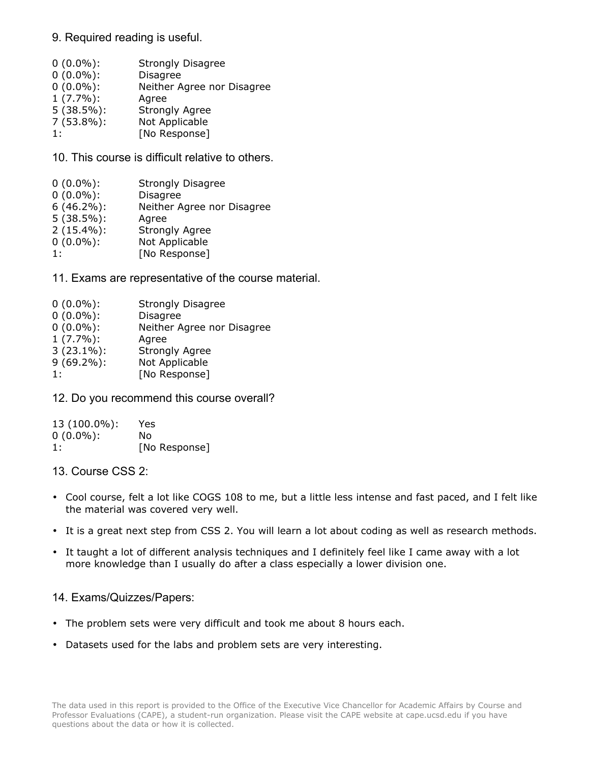## 9. Required reading is useful.

| | |
|---|---|
| 0 (0.0%): | Strongly Disagree |
| 0 (0.0%): | Disagree |
| 0 (0.0%): | Neither Agree nor Disagree |
| 1 (7.7%): | Agree |
| 5 (38.5%): | Strongly Agree |
| 7 (53.8%): | Not Applicable |
| 1: | [No Response] |

## 10. This course is difficult relative to others.

| | |
|---|---|
| 0 (0.0%): | Strongly Disagree |
| 0 (0.0%): | Disagree |
| 6 (46.2%): | Neither Agree nor Disagree |
| 5 (38.5%): | Agree |
| 2 (15.4%): | Strongly Agree |
| 0 (0.0%): | Not Applicable |
| 1: | [No Response] |

## 11. Exams are representative of the course material.

| | |
|---|---|
| 0 (0.0%): | Strongly Disagree |
| 0 (0.0%): | Disagree |
| 0 (0.0%): | Neither Agree nor Disagree |
| 1 (7.7%): | Agree |
| 3 (23.1%): | Strongly Agree |
| 9 (69.2%): | Not Applicable |
| 1: | [No Response] |

## 12. Do you recommend this course overall?

| | |
|---|---|
| 13 (100.0%): | Yes |
| 0 (0.0%): | No |
| 1: | [No Response] |

## 13. Course CSS 2:

- Cool course, felt a lot like COGS 108 to me, but a little less intense and fast paced, and I felt like the material was covered very well.
- It is a great next step from CSS 2. You will learn a lot about coding as well as research methods.
- It taught a lot of different analysis techniques and I definitely feel like I came away with a lot more knowledge than I usually do after a class especially a lower division one.

## 14. Exams/Quizzes/Papers:

- The problem sets were very difficult and took me about 8 hours each.
- Datasets used for the labs and problem sets are very interesting.

The data used in this report is provided to the Office of the Executive Vice Chancellor for Academic Affairs by Course and Professor Evaluations (CAPE), a student-run organization. Please visit the CAPE website at cape.ucsd.edu if you have questions about the data or how it is collected.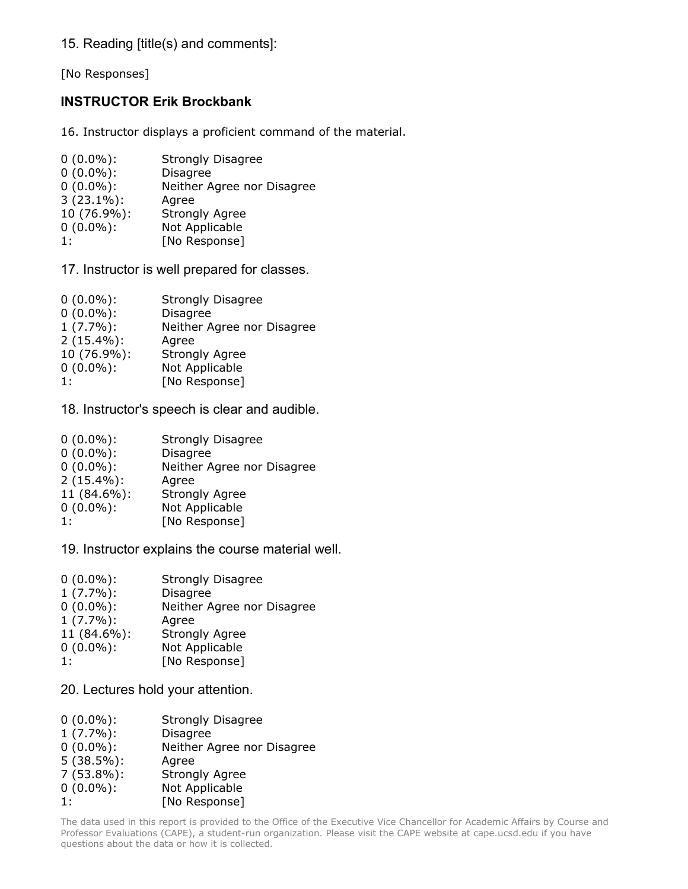15. Reading [title(s) and comments]:

[No Responses]

### INSTRUCTOR Erik Brockbank

16. Instructor displays a proficient command of the material.

| | |
|---|---|
| 0 (0.0%): | Strongly Disagree |
| 0 (0.0%): | Disagree |
| 0 (0.0%): | Neither Agree nor Disagree |
| 3 (23.1%): | Agree |
| 10 (76.9%): | Strongly Agree |
| 0 (0.0%): | Not Applicable |
| 1: | [No Response] |

17. Instructor is well prepared for classes.

| | |
|---|---|
| 0 (0.0%): | Strongly Disagree |
| 0 (0.0%): | Disagree |
| 1 (7.7%): | Neither Agree nor Disagree |
| 2 (15.4%): | Agree |
| 10 (76.9%): | Strongly Agree |
| 0 (0.0%): | Not Applicable |
| 1: | [No Response] |

18. Instructor's speech is clear and audible.

| | |
|---|---|
| 0 (0.0%): | Strongly Disagree |
| 0 (0.0%): | Disagree |
| 0 (0.0%): | Neither Agree nor Disagree |
| 2 (15.4%): | Agree |
| 11 (84.6%): | Strongly Agree |
| 0 (0.0%): | Not Applicable |
| 1: | [No Response] |

19. Instructor explains the course material well.

| | |
|---|---|
| 0 (0.0%): | Strongly Disagree |
| 1 (7.7%): | Disagree |
| 0 (0.0%): | Neither Agree nor Disagree |
| 1 (7.7%): | Agree |
| 11 (84.6%): | Strongly Agree |
| 0 (0.0%): | Not Applicable |
| 1: | [No Response] |

20. Lectures hold your attention.

| | |
|---|---|
| 0 (0.0%): | Strongly Disagree |
| 1 (7.7%): | Disagree |
| 0 (0.0%): | Neither Agree nor Disagree |
| 5 (38.5%): | Agree |
| 7 (53.8%): | Strongly Agree |
| 0 (0.0%): | Not Applicable |
| 1: | [No Response] |

The data used in this report is provided to the Office of the Executive Vice Chancellor for Academic Affairs by Course and Professor Evaluations (CAPE), a student-run organization. Please visit the CAPE website at cape.ucsd.edu if you have questions about the data or how it is collected.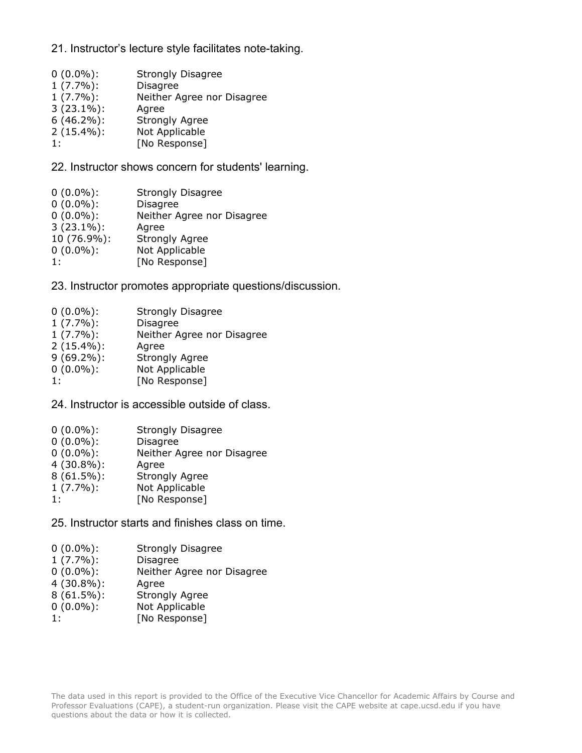21. Instructor's lecture style facilitates note-taking.

| | |
|---|---|
| 0 (0.0%): | Strongly Disagree |
| 1 (7.7%): | Disagree |
| 1 (7.7%): | Neither Agree nor Disagree |
| 3 (23.1%): | Agree |
| 6 (46.2%): | Strongly Agree |
| 2 (15.4%): | Not Applicable |
| 1: | [No Response] |

22. Instructor shows concern for students' learning.

| | |
|---|---|
| 0 (0.0%): | Strongly Disagree |
| 0 (0.0%): | Disagree |
| 0 (0.0%): | Neither Agree nor Disagree |
| 3 (23.1%): | Agree |
| 10 (76.9%): | Strongly Agree |
| 0 (0.0%): | Not Applicable |
| 1: | [No Response] |

23. Instructor promotes appropriate questions/discussion.

| | |
|---|---|
| 0 (0.0%): | Strongly Disagree |
| 1 (7.7%): | Disagree |
| 1 (7.7%): | Neither Agree nor Disagree |
| 2 (15.4%): | Agree |
| 9 (69.2%): | Strongly Agree |
| 0 (0.0%): | Not Applicable |
| 1: | [No Response] |

24. Instructor is accessible outside of class.

| | |
|---|---|
| 0 (0.0%): | Strongly Disagree |
| 0 (0.0%): | Disagree |
| 0 (0.0%): | Neither Agree nor Disagree |
| 4 (30.8%): | Agree |
| 8 (61.5%): | Strongly Agree |
| 1 (7.7%): | Not Applicable |
| 1: | [No Response] |

25. Instructor starts and finishes class on time.

| | |
|---|---|
| 0 (0.0%): | Strongly Disagree |
| 1 (7.7%): | Disagree |
| 0 (0.0%): | Neither Agree nor Disagree |
| 4 (30.8%): | Agree |
| 8 (61.5%): | Strongly Agree |
| 0 (0.0%): | Not Applicable |
| 1: | [No Response] |

The data used in this report is provided to the Office of the Executive Vice Chancellor for Academic Affairs by Course and Professor Evaluations (CAPE), a student-run organization. Please visit the CAPE website at cape.ucsd.edu if you have questions about the data or how it is collected.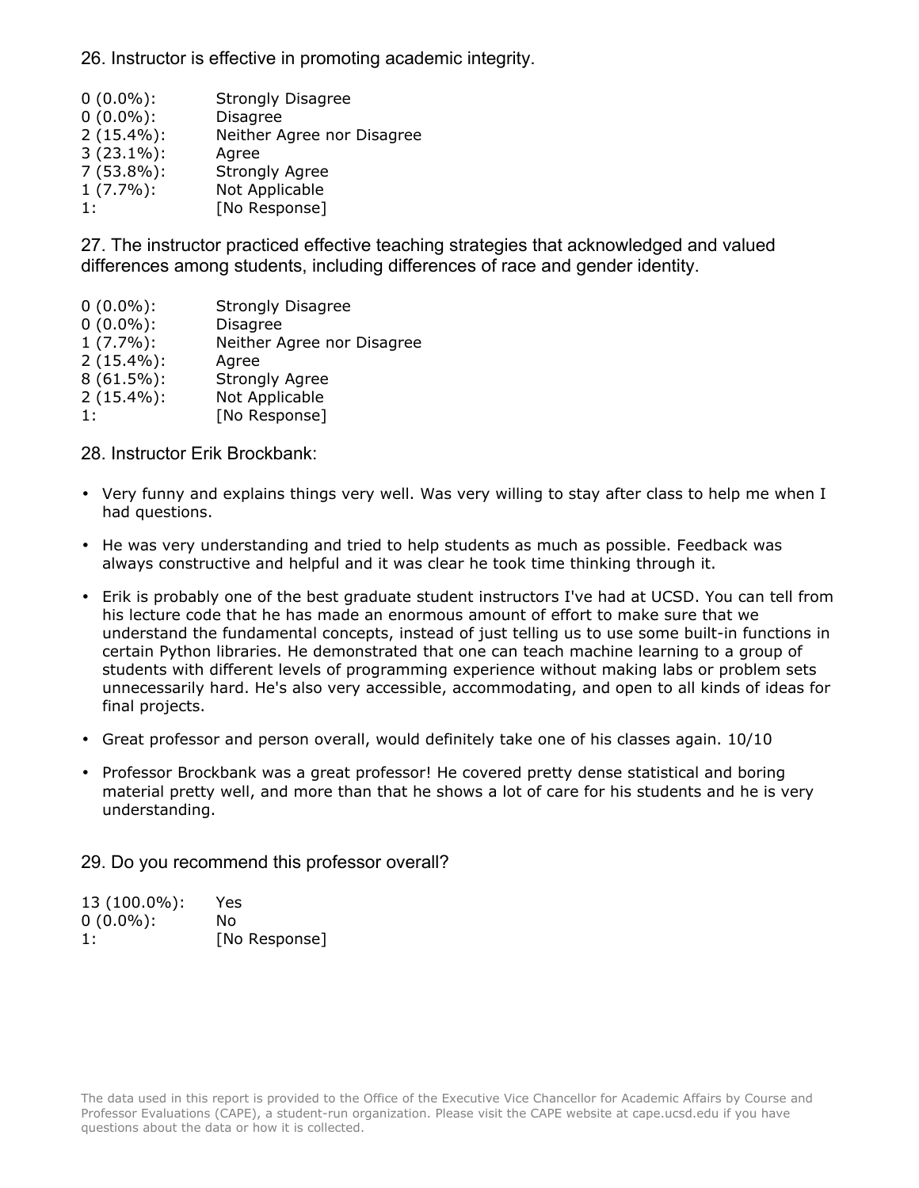26. Instructor is effective in promoting academic integrity.

| | |
|---|---|
| 0 (0.0%): | Strongly Disagree |
| 0 (0.0%): | Disagree |
| 2 (15.4%): | Neither Agree nor Disagree |
| 3 (23.1%): | Agree |
| 7 (53.8%): | Strongly Agree |
| 1 (7.7%): | Not Applicable |
| 1: | [No Response] |

27. The instructor practiced effective teaching strategies that acknowledged and valued differences among students, including differences of race and gender identity.

| | |
|---|---|
| 0 (0.0%): | Strongly Disagree |
| 0 (0.0%): | Disagree |
| 1 (7.7%): | Neither Agree nor Disagree |
| 2 (15.4%): | Agree |
| 8 (61.5%): | Strongly Agree |
| 2 (15.4%): | Not Applicable |
| 1: | [No Response] |

28. Instructor Erik Brockbank:

- Very funny and explains things very well. Was very willing to stay after class to help me when I had questions.
- He was very understanding and tried to help students as much as possible. Feedback was always constructive and helpful and it was clear he took time thinking through it.
- Erik is probably one of the best graduate student instructors I've had at UCSD. You can tell from his lecture code that he has made an enormous amount of effort to make sure that we understand the fundamental concepts, instead of just telling us to use some built-in functions in certain Python libraries. He demonstrated that one can teach machine learning to a group of students with different levels of programming experience without making labs or problem sets unnecessarily hard. He's also very accessible, accommodating, and open to all kinds of ideas for final projects.
- Great professor and person overall, would definitely take one of his classes again. 10/10
- Professor Brockbank was a great professor! He covered pretty dense statistical and boring material pretty well, and more than that he shows a lot of care for his students and he is very understanding.

29. Do you recommend this professor overall?

| | |
|---|---|
| 13 (100.0%): | Yes |
| 0 (0.0%): | No |
| 1: | [No Response] |

The data used in this report is provided to the Office of the Executive Vice Chancellor for Academic Affairs by Course and Professor Evaluations (CAPE), a student-run organization. Please visit the CAPE website at cape.ucsd.edu if you have questions about the data or how it is collected.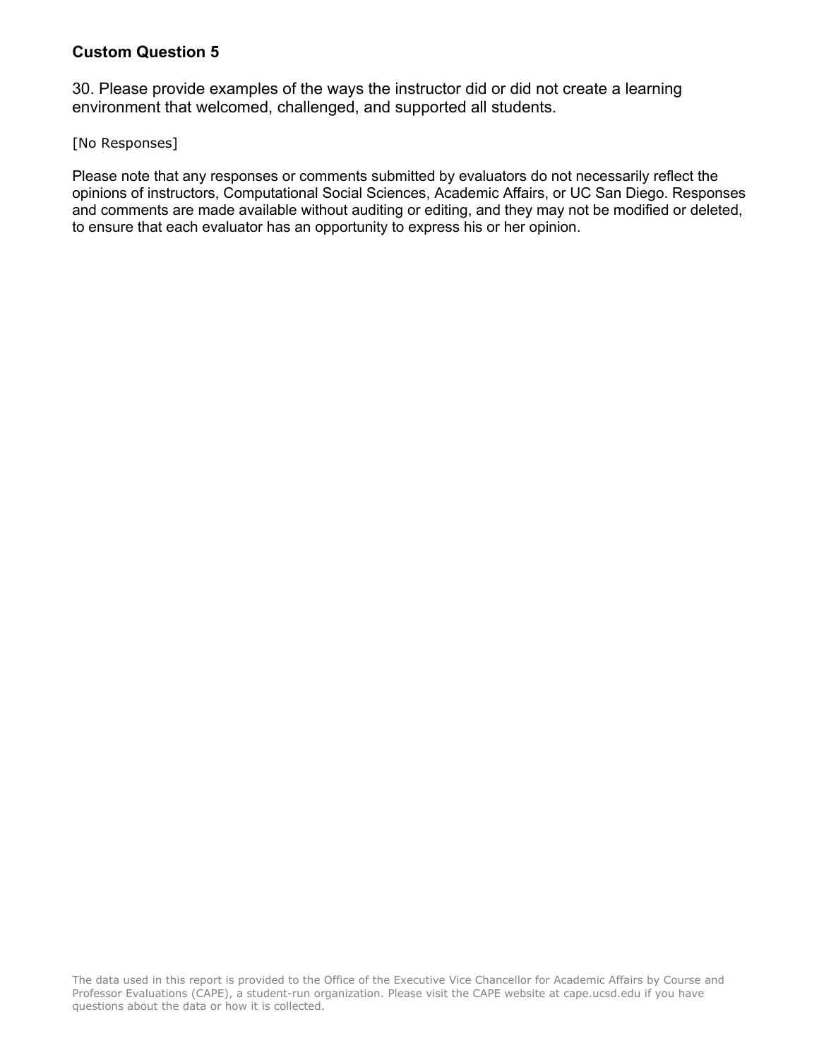### Custom Question 5

30. Please provide examples of the ways the instructor did or did not create a learning environment that welcomed, challenged, and supported all students.

[No Responses]

Please note that any responses or comments submitted by evaluators do not necessarily reflect the opinions of instructors, Computational Social Sciences, Academic Affairs, or UC San Diego. Responses and comments are made available without auditing or editing, and they may not be modified or deleted, to ensure that each evaluator has an opportunity to express his or her opinion.

The data used in this report is provided to the Office of the Executive Vice Chancellor for Academic Affairs by Course and Professor Evaluations (CAPE), a student-run organization. Please visit the CAPE website at cape.ucsd.edu if you have questions about the data or how it is collected.